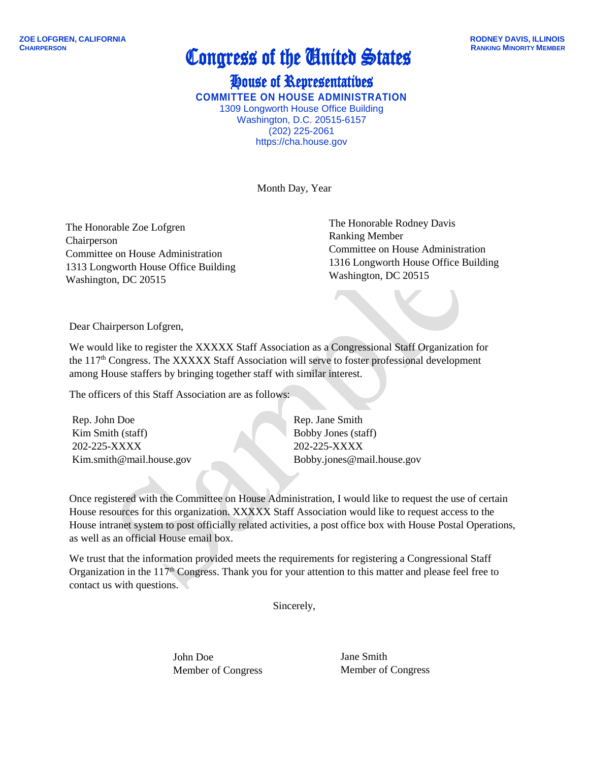ZOE LOFGREN, CALIFORNIA
CHAIRPERSON

RODNEY DAVIS, ILLINOIS
RANKING MINORITY MEMBER

# Congress of the United States

## House of Representatives

### COMMITTEE ON HOUSE ADMINISTRATION

1309 Longworth House Office Building
Washington, D.C. 20515-6157
(202) 225-2061
https://cha.house.gov

Month Day, Year

The Honorable Zoe Lofgren
Chairperson
Committee on House Administration
1313 Longworth House Office Building
Washington, DC 20515

The Honorable Rodney Davis
Ranking Member
Committee on House Administration
1316 Longworth House Office Building
Washington, DC 20515

Dear Chairperson Lofgren,

We would like to register the XXXXX Staff Association as a Congressional Staff Organization for the 117th Congress. The XXXXX Staff Association will serve to foster professional development among House staffers by bringing together staff with similar interest.

The officers of this Staff Association are as follows:

Rep. John Doe
Kim Smith (staff)
202-225-XXXX
Kim.smith@mail.house.gov

Rep. Jane Smith
Bobby Jones (staff)
202-225-XXXX
Bobby.jones@mail.house.gov

Once registered with the Committee on House Administration, I would like to request the use of certain House resources for this organization. XXXXX Staff Association would like to request access to the House intranet system to post officially related activities, a post office box with House Postal Operations, as well as an official House email box.

We trust that the information provided meets the requirements for registering a Congressional Staff Organization in the 117th Congress. Thank you for your attention to this matter and please feel free to contact us with questions.

Sincerely,

John Doe
Member of Congress

Jane Smith
Member of Congress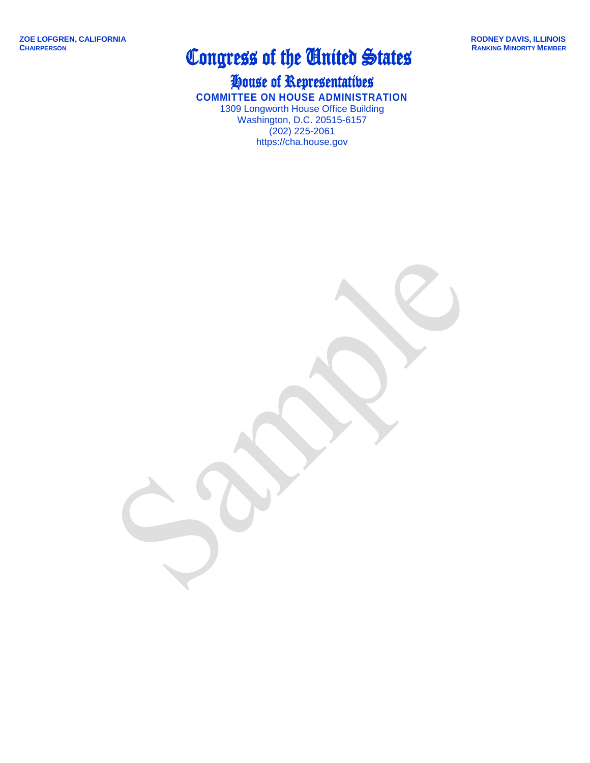ZOE LOFGREN, CALIFORNIA
CHAIRPERSON

RODNEY DAVIS, ILLINOIS
RANKING MINORITY MEMBER

# Congress of the United States

## House of Representatives

**COMMITTEE ON HOUSE ADMINISTRATION**

1309 Longworth House Office Building
Washington, D.C. 20515-6157
(202) 225-2061
https://cha.house.gov

Sample